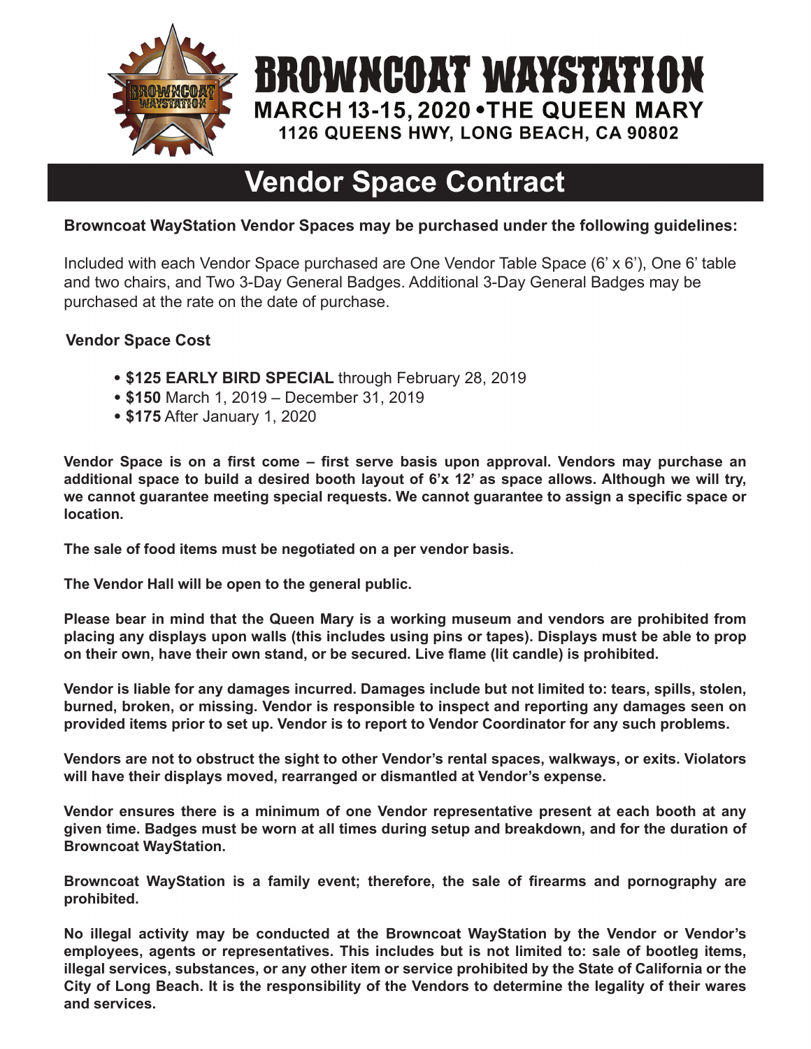# BROWNCOAT WAYSTATION

**MARCH 13-15, 2020 • THE QUEEN MARY**

**1126 QUEENS HWY, LONG BEACH, CA 90802**

## Vendor Space Contract

**Browncoat WayStation Vendor Spaces may be purchased under the following guidelines:**

Included with each Vendor Space purchased are One Vendor Table Space (6' x 6'), One 6' table and two chairs, and Two 3-Day General Badges. Additional 3-Day General Badges may be purchased at the rate on the date of purchase.

**Vendor Space Cost**

- **$125 EARLY BIRD SPECIAL** through February 28, 2019
- **$150** March 1, 2019 – December 31, 2019
- **$175** After January 1, 2020

**Vendor Space is on a first come – first serve basis upon approval. Vendors may purchase an additional space to build a desired booth layout of 6'x 12' as space allows. Although we will try, we cannot guarantee meeting special requests. We cannot guarantee to assign a specific space or location.**

**The sale of food items must be negotiated on a per vendor basis.**

**The Vendor Hall will be open to the general public.**

**Please bear in mind that the Queen Mary is a working museum and vendors are prohibited from placing any displays upon walls (this includes using pins or tapes). Displays must be able to prop on their own, have their own stand, or be secured. Live flame (lit candle) is prohibited.**

**Vendor is liable for any damages incurred. Damages include but not limited to: tears, spills, stolen, burned, broken, or missing. Vendor is responsible to inspect and reporting any damages seen on provided items prior to set up. Vendor is to report to Vendor Coordinator for any such problems.**

**Vendors are not to obstruct the sight to other Vendor's rental spaces, walkways, or exits. Violators will have their displays moved, rearranged or dismantled at Vendor's expense.**

**Vendor ensures there is a minimum of one Vendor representative present at each booth at any given time. Badges must be worn at all times during setup and breakdown, and for the duration of Browncoat WayStation.**

**Browncoat WayStation is a family event; therefore, the sale of firearms and pornography are prohibited.**

**No illegal activity may be conducted at the Browncoat WayStation by the Vendor or Vendor's employees, agents or representatives. This includes but is not limited to: sale of bootleg items, illegal services, substances, or any other item or service prohibited by the State of California or the City of Long Beach. It is the responsibility of the Vendors to determine the legality of their wares and services.**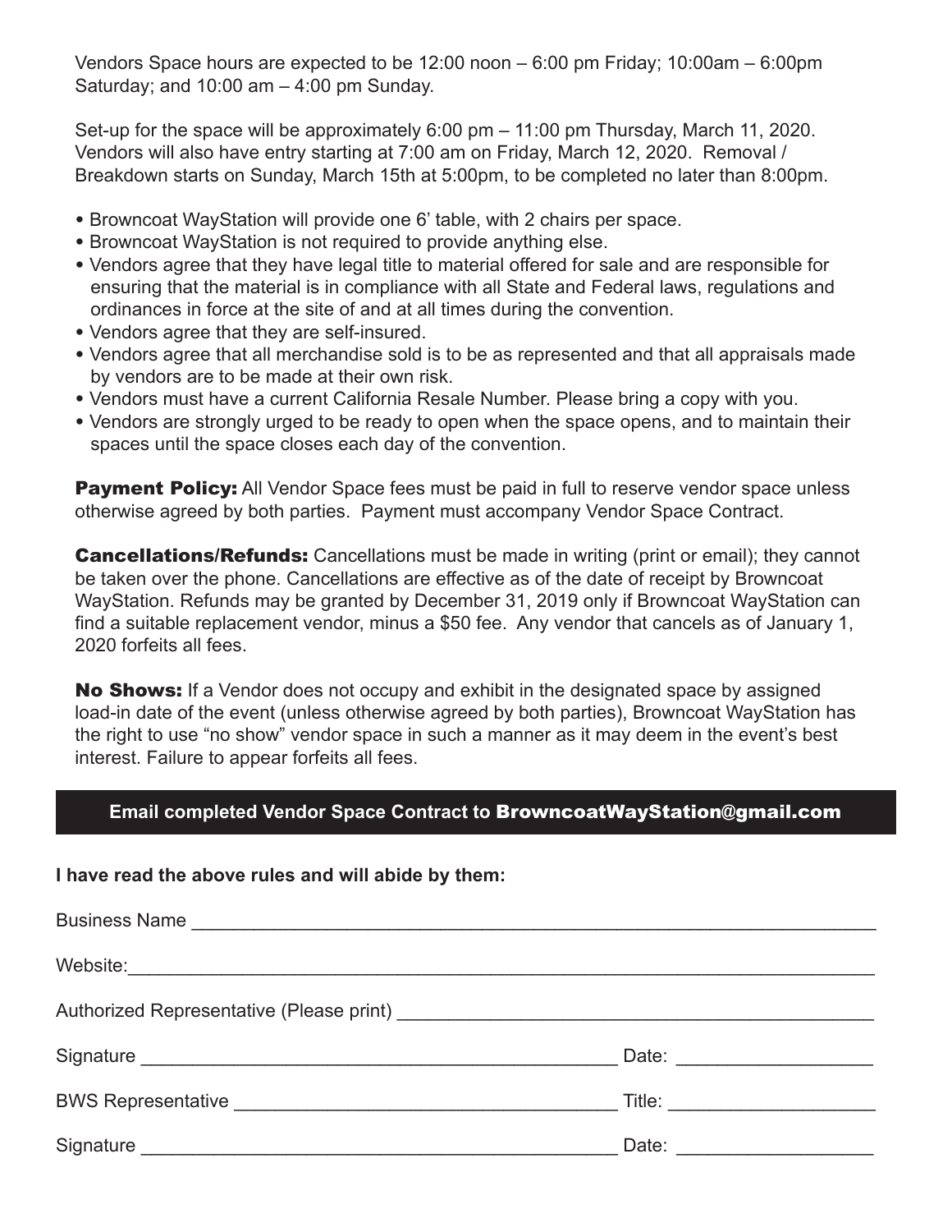Vendors Space hours are expected to be 12:00 noon – 6:00 pm Friday; 10:00am – 6:00pm Saturday; and 10:00 am – 4:00 pm Sunday.

Set-up for the space will be approximately 6:00 pm – 11:00 pm Thursday, March 11, 2020. Vendors will also have entry starting at 7:00 am on Friday, March 12, 2020. Removal / Breakdown starts on Sunday, March 15th at 5:00pm, to be completed no later than 8:00pm.

- Browncoat WayStation will provide one 6' table, with 2 chairs per space.
- Browncoat WayStation is not required to provide anything else.
- Vendors agree that they have legal title to material offered for sale and are responsible for ensuring that the material is in compliance with all State and Federal laws, regulations and ordinances in force at the site of and at all times during the convention.
- Vendors agree that they are self-insured.
- Vendors agree that all merchandise sold is to be as represented and that all appraisals made by vendors are to be made at their own risk.
- Vendors must have a current California Resale Number. Please bring a copy with you.
- Vendors are strongly urged to be ready to open when the space opens, and to maintain their spaces until the space closes each day of the convention.

**Payment Policy:** All Vendor Space fees must be paid in full to reserve vendor space unless otherwise agreed by both parties. Payment must accompany Vendor Space Contract.

**Cancellations/Refunds:** Cancellations must be made in writing (print or email); they cannot be taken over the phone. Cancellations are effective as of the date of receipt by Browncoat WayStation. Refunds may be granted by December 31, 2019 only if Browncoat WayStation can find a suitable replacement vendor, minus a $50 fee. Any vendor that cancels as of January 1, 2020 forfeits all fees.

**No Shows:** If a Vendor does not occupy and exhibit in the designated space by assigned load-in date of the event (unless otherwise agreed by both parties), Browncoat WayStation has the right to use "no show" vendor space in such a manner as it may deem in the event's best interest. Failure to appear forfeits all fees.

**Email completed Vendor Space Contract to BrowncoatWayStation@gmail.com**

**I have read the above rules and will abide by them:**

Business Name ____________________________________________

Website: ____________________________________________

Authorized Representative (Please print) ______________________________

Signature ______________________________ Date: ________________

BWS Representative ______________________________ Title: ________________

Signature ______________________________ Date: ________________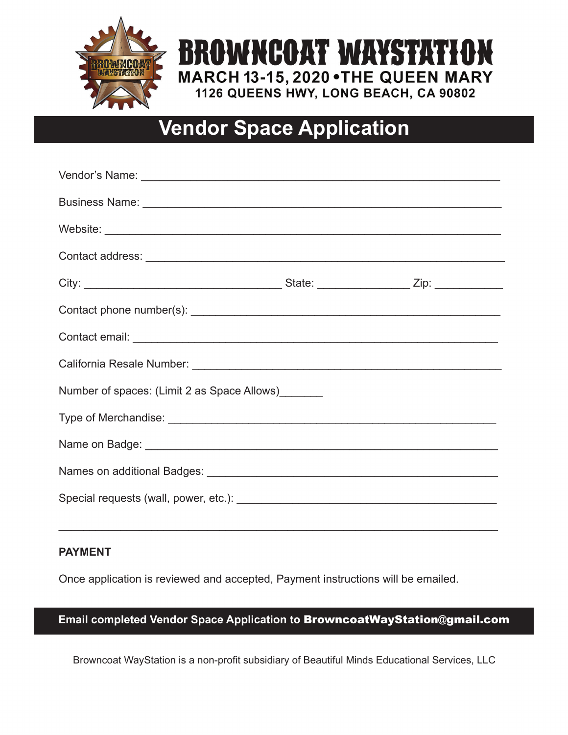# BROWNCOAT WAYSTATION

**MARCH 13-15, 2020 • THE QUEEN MARY**

**1126 QUEENS HWY, LONG BEACH, CA 90802**

## Vendor Space Application

Vendor's Name: ___________________________________________________________

Business Name: ___________________________________________________________

Website: ________________________________________________________________

Contact address: __________________________________________________________

City: _________________________________ State: _______________ Zip: ___________

Contact phone number(s): ___________________________________________________

Contact email: ____________________________________________________________

California Resale Number: ___________________________________________________

Number of spaces: (Limit 2 as Space Allows)_______

Type of Merchandise: ______________________________________________________

Name on Badge: __________________________________________________________

Names on additional Badges: ________________________________________________

Special requests (wall, power, etc.): __________________________________________

________________________________________________________________________

**PAYMENT**

Once application is reviewed and accepted, Payment instructions will be emailed.

**Email completed Vendor Space Application to BrowncoatWayStation@gmail.com**

Browncoat WayStation is a non-profit subsidiary of Beautiful Minds Educational Services, LLC